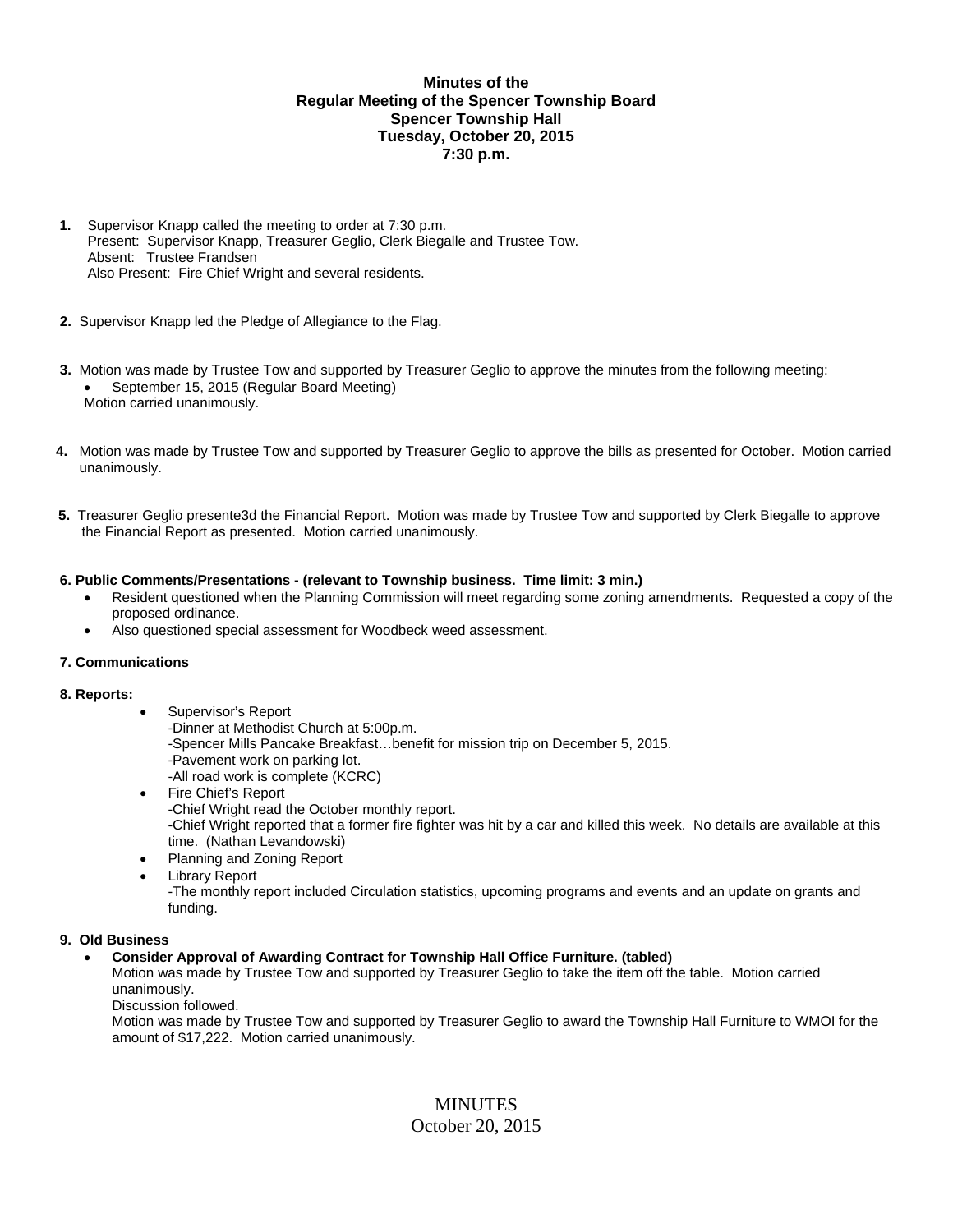**Minutes of the**
**Regular Meeting of the Spencer Township Board**
**Spencer Township Hall**
**Tuesday, October 20, 2015**
**7:30 p.m.**

1. Supervisor Knapp called the meeting to order at 7:30 p.m.
   Present: Supervisor Knapp, Treasurer Geglio, Clerk Biegalle and Trustee Tow.
   Absent: Trustee Frandsen
   Also Present: Fire Chief Wright and several residents.

2. Supervisor Knapp led the Pledge of Allegiance to the Flag.

3. Motion was made by Trustee Tow and supported by Treasurer Geglio to approve the minutes from the following meeting:
   - September 15, 2015 (Regular Board Meeting)

   Motion carried unanimously.

4. Motion was made by Trustee Tow and supported by Treasurer Geglio to approve the bills as presented for October. Motion carried unanimously.

5. Treasurer Geglio presente3d the Financial Report. Motion was made by Trustee Tow and supported by Clerk Biegalle to approve the Financial Report as presented. Motion carried unanimously.

**6. Public Comments/Presentations - (relevant to Township business. Time limit: 3 min.)**

- Resident questioned when the Planning Commission will meet regarding some zoning amendments. Requested a copy of the proposed ordinance.
- Also questioned special assessment for Woodbeck weed assessment.

**7. Communications**

**8. Reports:**

- Supervisor's Report
  -Dinner at Methodist Church at 5:00p.m.
  -Spencer Mills Pancake Breakfast…benefit for mission trip on December 5, 2015.
  -Pavement work on parking lot.
  -All road work is complete (KCRC)
- Fire Chief's Report
  -Chief Wright read the October monthly report.
  -Chief Wright reported that a former fire fighter was hit by a car and killed this week. No details are available at this time. (Nathan Levandowski)
- Planning and Zoning Report
- Library Report
  -The monthly report included Circulation statistics, upcoming programs and events and an update on grants and funding.

**9. Old Business**

- **Consider Approval of Awarding Contract for Township Hall Office Furniture. (tabled)**
  Motion was made by Trustee Tow and supported by Treasurer Geglio to take the item off the table. Motion carried unanimously.
  Discussion followed.
  Motion was made by Trustee Tow and supported by Treasurer Geglio to award the Township Hall Furniture to WMOI for the amount of $17,222. Motion carried unanimously.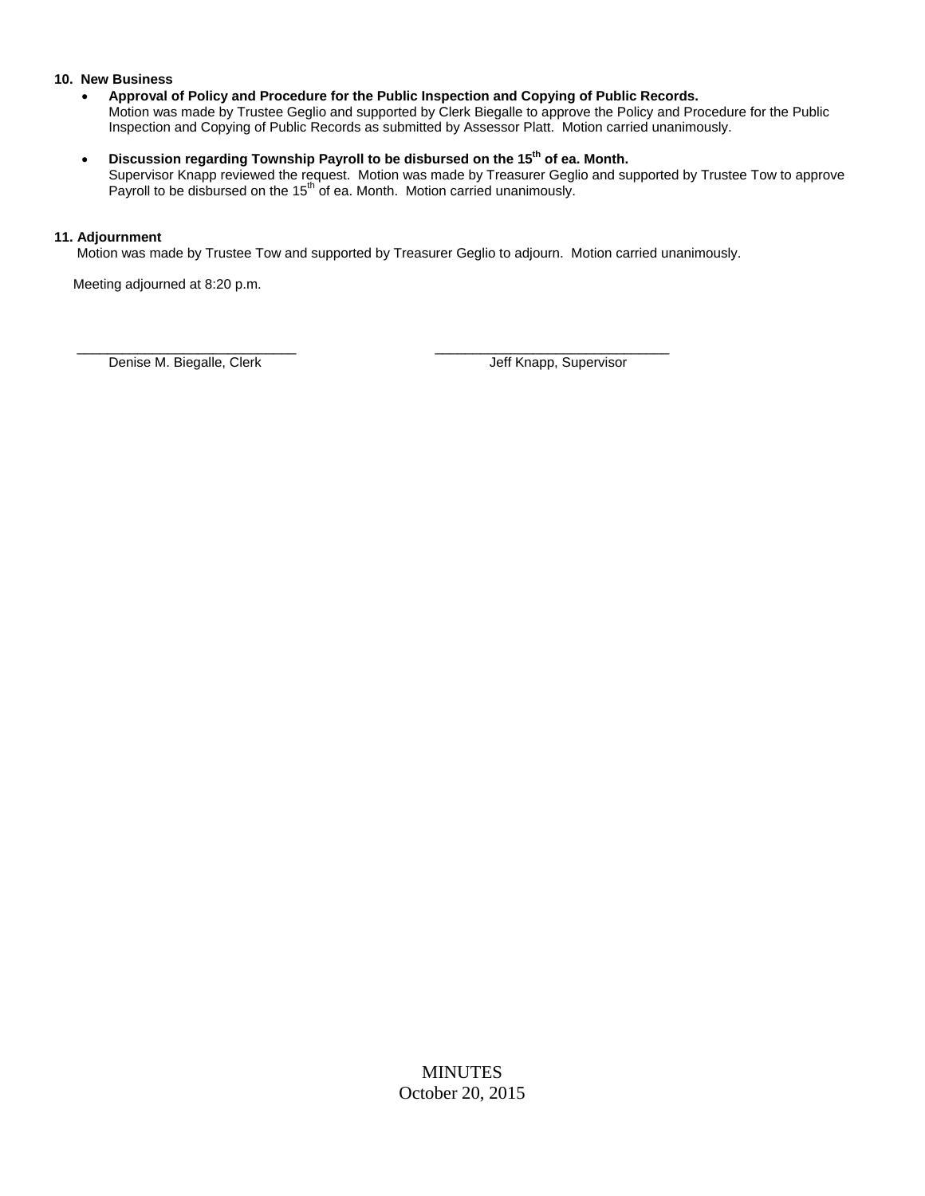**10. New Business**

- **Approval of Policy and Procedure for the Public Inspection and Copying of Public Records.**
  Motion was made by Trustee Geglio and supported by Clerk Biegalle to approve the Policy and Procedure for the Public Inspection and Copying of Public Records as submitted by Assessor Platt. Motion carried unanimously.

- **Discussion regarding Township Payroll to be disbursed on the 15th of ea. Month.**
  Supervisor Knapp reviewed the request. Motion was made by Treasurer Geglio and supported by Trustee Tow to approve Payroll to be disbursed on the 15th of ea. Month. Motion carried unanimously.

**11. Adjournment**

Motion was made by Trustee Tow and supported by Treasurer Geglio to adjourn. Motion carried unanimously.

Meeting adjourned at 8:20 p.m.

_____________________________ Denise M. Biegalle, Clerk

_______________________________ Jeff Knapp, Supervisor

MINUTES
October 20, 2015